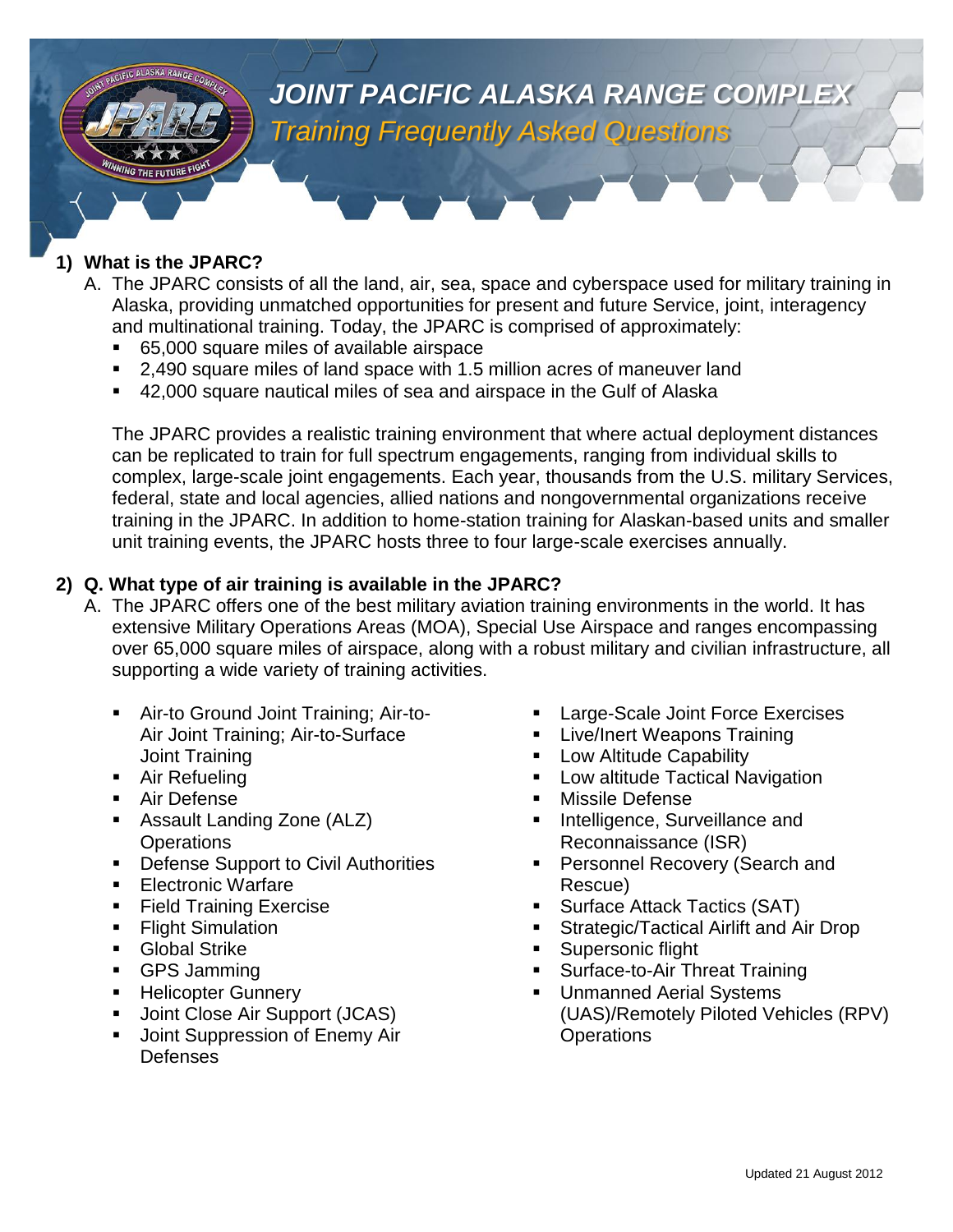# JOINT PACIFIC ALASKA RANGE COMPLEX

## Training Frequently Asked Questions

**1) What is the JPARC?**

A. The JPARC consists of all the land, air, sea, space and cyberspace used for military training in Alaska, providing unmatched opportunities for present and future Service, joint, interagency and multinational training. Today, the JPARC is comprised of approximately:

- 65,000 square miles of available airspace
- 2,490 square miles of land space with 1.5 million acres of maneuver land
- 42,000 square nautical miles of sea and airspace in the Gulf of Alaska

The JPARC provides a realistic training environment that where actual deployment distances can be replicated to train for full spectrum engagements, ranging from individual skills to complex, large-scale joint engagements. Each year, thousands from the U.S. military Services, federal, state and local agencies, allied nations and nongovernmental organizations receive training in the JPARC. In addition to home-station training for Alaskan-based units and smaller unit training events, the JPARC hosts three to four large-scale exercises annually.

**2) Q. What type of air training is available in the JPARC?**

A. The JPARC offers one of the best military aviation training environments in the world. It has extensive Military Operations Areas (MOA), Special Use Airspace and ranges encompassing over 65,000 square miles of airspace, along with a robust military and civilian infrastructure, all supporting a wide variety of training activities.

- Air-to Ground Joint Training; Air-to-Air Joint Training; Air-to-Surface Joint Training
- Air Refueling
- Air Defense
- Assault Landing Zone (ALZ) Operations
- Defense Support to Civil Authorities
- Electronic Warfare
- Field Training Exercise
- Flight Simulation
- Global Strike
- GPS Jamming
- Helicopter Gunnery
- Joint Close Air Support (JCAS)
- Joint Suppression of Enemy Air Defenses
- Large-Scale Joint Force Exercises
- Live/Inert Weapons Training
- Low Altitude Capability
- Low altitude Tactical Navigation
- Missile Defense
- Intelligence, Surveillance and Reconnaissance (ISR)
- Personnel Recovery (Search and Rescue)
- Surface Attack Tactics (SAT)
- Strategic/Tactical Airlift and Air Drop
- Supersonic flight
- Surface-to-Air Threat Training
- Unmanned Aerial Systems (UAS)/Remotely Piloted Vehicles (RPV) Operations

Updated 21 August 2012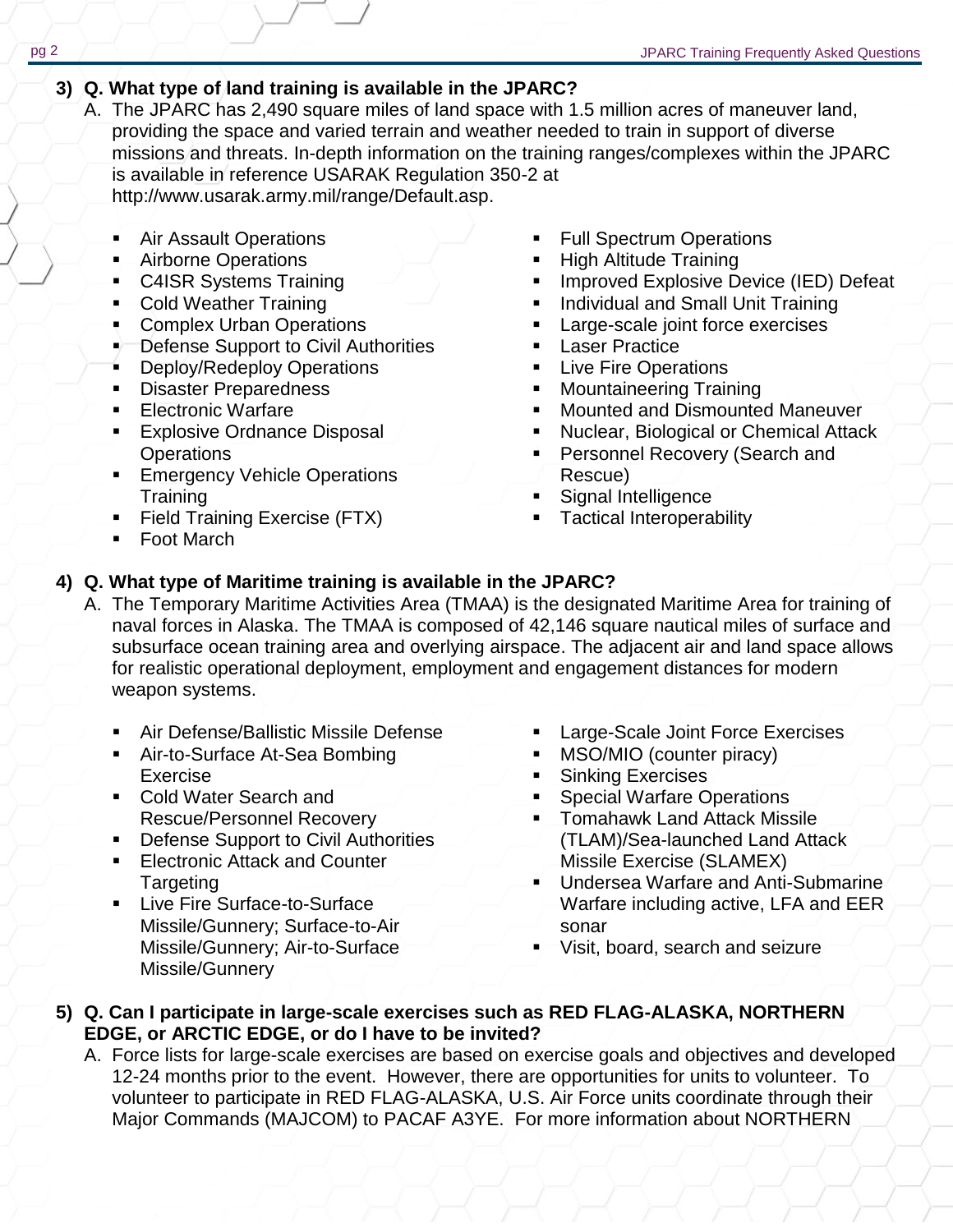**3) Q. What type of land training is available in the JPARC?**

A. The JPARC has 2,490 square miles of land space with 1.5 million acres of maneuver land, providing the space and varied terrain and weather needed to train in support of diverse missions and threats. In-depth information on the training ranges/complexes within the JPARC is available in reference USARAK Regulation 350-2 at http://www.usarak.army.mil/range/Default.asp.

- Air Assault Operations
- Airborne Operations
- C4ISR Systems Training
- Cold Weather Training
- Complex Urban Operations
- Defense Support to Civil Authorities
- Deploy/Redeploy Operations
- Disaster Preparedness
- Electronic Warfare
- Explosive Ordnance Disposal Operations
- Emergency Vehicle Operations Training
- Field Training Exercise (FTX)
- Foot March
- Full Spectrum Operations
- High Altitude Training
- Improved Explosive Device (IED) Defeat
- Individual and Small Unit Training
- Large-scale joint force exercises
- Laser Practice
- Live Fire Operations
- Mountaineering Training
- Mounted and Dismounted Maneuver
- Nuclear, Biological or Chemical Attack
- Personnel Recovery (Search and Rescue)
- Signal Intelligence
- Tactical Interoperability

**4) Q. What type of Maritime training is available in the JPARC?**

A. The Temporary Maritime Activities Area (TMAA) is the designated Maritime Area for training of naval forces in Alaska. The TMAA is composed of 42,146 square nautical miles of surface and subsurface ocean training area and overlying airspace. The adjacent air and land space allows for realistic operational deployment, employment and engagement distances for modern weapon systems.

- Air Defense/Ballistic Missile Defense
- Air-to-Surface At-Sea Bombing Exercise
- Cold Water Search and Rescue/Personnel Recovery
- Defense Support to Civil Authorities
- Electronic Attack and Counter Targeting
- Live Fire Surface-to-Surface Missile/Gunnery; Surface-to-Air Missile/Gunnery; Air-to-Surface Missile/Gunnery
- Large-Scale Joint Force Exercises
- MSO/MIO (counter piracy)
- Sinking Exercises
- Special Warfare Operations
- Tomahawk Land Attack Missile (TLAM)/Sea-launched Land Attack Missile Exercise (SLAMEX)
- Undersea Warfare and Anti-Submarine Warfare including active, LFA and EER sonar
- Visit, board, search and seizure

**5) Q. Can I participate in large-scale exercises such as RED FLAG-ALASKA, NORTHERN EDGE, or ARCTIC EDGE, or do I have to be invited?**

A. Force lists for large-scale exercises are based on exercise goals and objectives and developed 12-24 months prior to the event. However, there are opportunities for units to volunteer. To volunteer to participate in RED FLAG-ALASKA, U.S. Air Force units coordinate through their Major Commands (MAJCOM) to PACAF A3YE. For more information about NORTHERN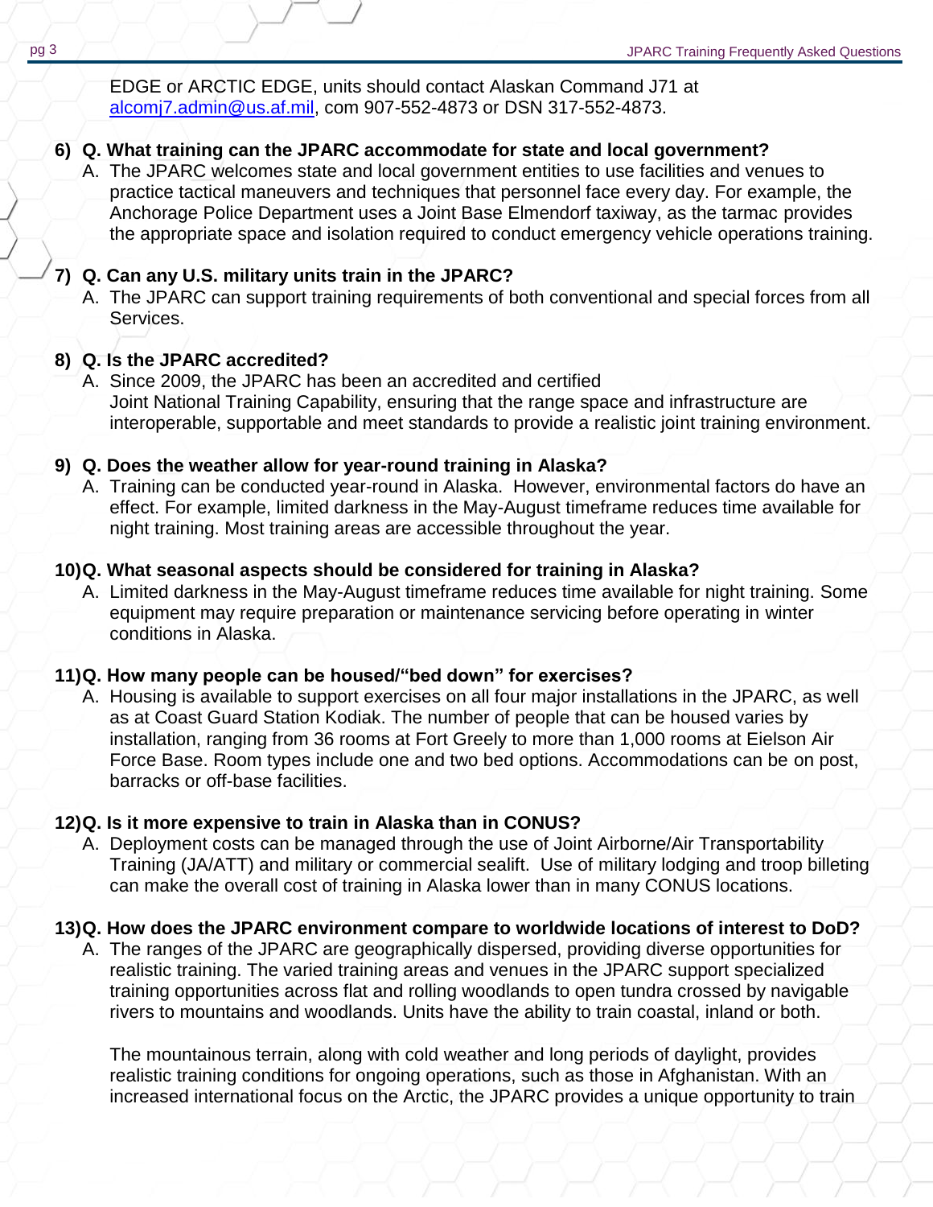EDGE or ARCTIC EDGE, units should contact Alaskan Command J71 at [alcomj7.admin@us.af.mil](mailto:alcomj7.admin@us.af.mil), com 907-552-4873 or DSN 317-552-4873.

6) **Q. What training can the JPARC accommodate for state and local government?**
   A. The JPARC welcomes state and local government entities to use facilities and venues to practice tactical maneuvers and techniques that personnel face every day. For example, the Anchorage Police Department uses a Joint Base Elmendorf taxiway, as the tarmac provides the appropriate space and isolation required to conduct emergency vehicle operations training.

7) **Q. Can any U.S. military units train in the JPARC?**
   A. The JPARC can support training requirements of both conventional and special forces from all Services.

8) **Q. Is the JPARC accredited?**
   A. Since 2009, the JPARC has been an accredited and certified Joint National Training Capability, ensuring that the range space and infrastructure are interoperable, supportable and meet standards to provide a realistic joint training environment.

9) **Q. Does the weather allow for year-round training in Alaska?**
   A. Training can be conducted year-round in Alaska. However, environmental factors do have an effect. For example, limited darkness in the May-August timeframe reduces time available for night training. Most training areas are accessible throughout the year.

10) **Q. What seasonal aspects should be considered for training in Alaska?**
   A. Limited darkness in the May-August timeframe reduces time available for night training. Some equipment may require preparation or maintenance servicing before operating in winter conditions in Alaska.

11) **Q. How many people can be housed/"bed down" for exercises?**
   A. Housing is available to support exercises on all four major installations in the JPARC, as well as at Coast Guard Station Kodiak. The number of people that can be housed varies by installation, ranging from 36 rooms at Fort Greely to more than 1,000 rooms at Eielson Air Force Base. Room types include one and two bed options. Accommodations can be on post, barracks or off-base facilities.

12) **Q. Is it more expensive to train in Alaska than in CONUS?**
   A. Deployment costs can be managed through the use of Joint Airborne/Air Transportability Training (JA/ATT) and military or commercial sealift. Use of military lodging and troop billeting can make the overall cost of training in Alaska lower than in many CONUS locations.

13) **Q. How does the JPARC environment compare to worldwide locations of interest to DoD?**
   A. The ranges of the JPARC are geographically dispersed, providing diverse opportunities for realistic training. The varied training areas and venues in the JPARC support specialized training opportunities across flat and rolling woodlands to open tundra crossed by navigable rivers to mountains and woodlands. Units have the ability to train coastal, inland or both.

   The mountainous terrain, along with cold weather and long periods of daylight, provides realistic training conditions for ongoing operations, such as those in Afghanistan. With an increased international focus on the Arctic, the JPARC provides a unique opportunity to train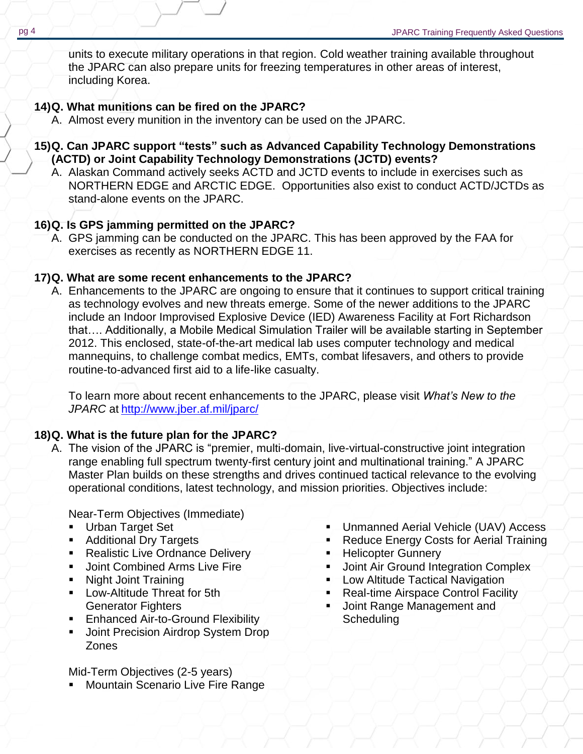units to execute military operations in that region. Cold weather training available throughout the JPARC can also prepare units for freezing temperatures in other areas of interest, including Korea.

**14)Q. What munitions can be fired on the JPARC?**

A. Almost every munition in the inventory can be used on the JPARC.

**15)Q. Can JPARC support "tests" such as Advanced Capability Technology Demonstrations (ACTD) or Joint Capability Technology Demonstrations (JCTD) events?**

A. Alaskan Command actively seeks ACTD and JCTD events to include in exercises such as NORTHERN EDGE and ARCTIC EDGE. Opportunities also exist to conduct ACTD/JCTDs as stand-alone events on the JPARC.

**16)Q. Is GPS jamming permitted on the JPARC?**

A. GPS jamming can be conducted on the JPARC. This has been approved by the FAA for exercises as recently as NORTHERN EDGE 11.

**17)Q. What are some recent enhancements to the JPARC?**

A. Enhancements to the JPARC are ongoing to ensure that it continues to support critical training as technology evolves and new threats emerge. Some of the newer additions to the JPARC include an Indoor Improvised Explosive Device (IED) Awareness Facility at Fort Richardson that…. Additionally, a Mobile Medical Simulation Trailer will be available starting in September 2012. This enclosed, state-of-the-art medical lab uses computer technology and medical mannequins, to challenge combat medics, EMTs, combat lifesavers, and others to provide routine-to-advanced first aid to a life-like casualty.

To learn more about recent enhancements to the JPARC, please visit *What's New to the JPARC* at http://www.jber.af.mil/jparc/

**18)Q. What is the future plan for the JPARC?**

A. The vision of the JPARC is "premier, multi-domain, live-virtual-constructive joint integration range enabling full spectrum twenty-first century joint and multinational training." A JPARC Master Plan builds on these strengths and drives continued tactical relevance to the evolving operational conditions, latest technology, and mission priorities. Objectives include:

Near-Term Objectives (Immediate)

- Urban Target Set
- Additional Dry Targets
- Realistic Live Ordnance Delivery
- Joint Combined Arms Live Fire
- Night Joint Training
- Low-Altitude Threat for 5th Generator Fighters
- Enhanced Air-to-Ground Flexibility
- Joint Precision Airdrop System Drop Zones
- Unmanned Aerial Vehicle (UAV) Access
- Reduce Energy Costs for Aerial Training
- Helicopter Gunnery
- Joint Air Ground Integration Complex
- Low Altitude Tactical Navigation
- Real-time Airspace Control Facility
- Joint Range Management and Scheduling

Mid-Term Objectives (2-5 years)

- Mountain Scenario Live Fire Range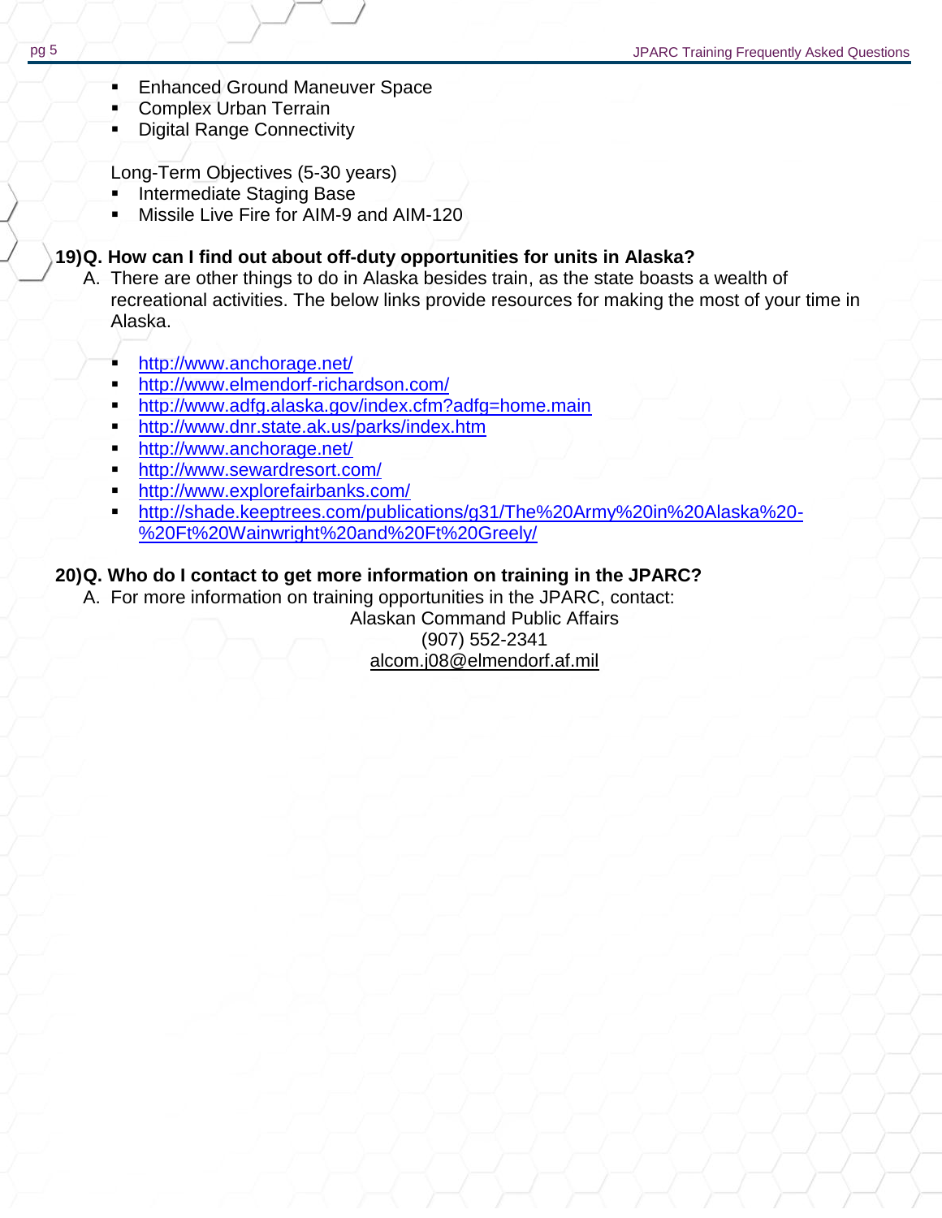- Enhanced Ground Maneuver Space
- Complex Urban Terrain
- Digital Range Connectivity

Long-Term Objectives (5-30 years)

- Intermediate Staging Base
- Missile Live Fire for AIM-9 and AIM-120

**19)Q. How can I find out about off-duty opportunities for units in Alaska?**

A. There are other things to do in Alaska besides train, as the state boasts a wealth of recreational activities. The below links provide resources for making the most of your time in Alaska.

- http://www.anchorage.net/
- http://www.elmendorf-richardson.com/
- http://www.adfg.alaska.gov/index.cfm?adfg=home.main
- http://www.dnr.state.ak.us/parks/index.htm
- http://www.anchorage.net/
- http://www.sewardresort.com/
- http://www.explorefairbanks.com/
- http://shade.keeptrees.com/publications/g31/The%20Army%20in%20Alaska%20-%20Ft%20Wainwright%20and%20Ft%20Greely/

**20)Q. Who do I contact to get more information on training in the JPARC?**

A. For more information on training opportunities in the JPARC, contact:

Alaskan Command Public Affairs
(907) 552-2341
alcom.j08@elmendorf.af.mil